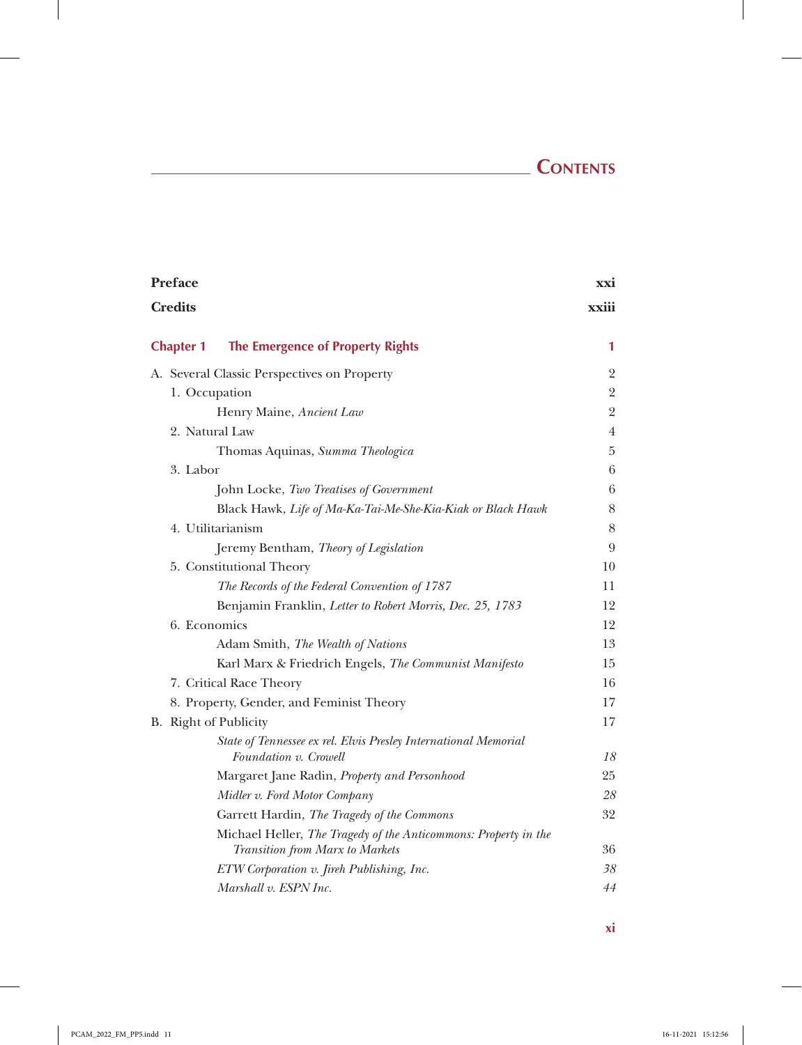# CONTENTS

| | |
|---|---|
| **Preface** | **xxi** |
| **Credits** | **xxiii** |
| **Chapter 1 The Emergence of Property Rights** | **1** |
| A. Several Classic Perspectives on Property | 2 |
| 1. Occupation | 2 |
| Henry Maine, *Ancient Law* | 2 |
| 2. Natural Law | 4 |
| Thomas Aquinas, *Summa Theologica* | 5 |
| 3. Labor | 6 |
| John Locke, *Two Treatises of Government* | 6 |
| Black Hawk, *Life of Ma-Ka-Tai-Me-She-Kia-Kiak or Black Hawk* | 8 |
| 4. Utilitarianism | 8 |
| Jeremy Bentham, *Theory of Legislation* | 9 |
| 5. Constitutional Theory | 10 |
| *The Records of the Federal Convention of 1787* | 11 |
| Benjamin Franklin, *Letter to Robert Morris, Dec. 25, 1783* | 12 |
| 6. Economics | 12 |
| Adam Smith, *The Wealth of Nations* | 13 |
| Karl Marx & Friedrich Engels, *The Communist Manifesto* | 15 |
| 7. Critical Race Theory | 16 |
| 8. Property, Gender, and Feminist Theory | 17 |
| B. Right of Publicity | 17 |
| *State of Tennessee ex rel. Elvis Presley International Memorial Foundation v. Crowell* | *18* |
| Margaret Jane Radin, *Property and Personhood* | 25 |
| *Midler v. Ford Motor Company* | *28* |
| Garrett Hardin, *The Tragedy of the Commons* | 32 |
| Michael Heller, *The Tragedy of the Anticommons: Property in the Transition from Marx to Markets* | 36 |
| *ETW Corporation v. Jireh Publishing, Inc.* | *38* |
| *Marshall v. ESPN Inc.* | *44* |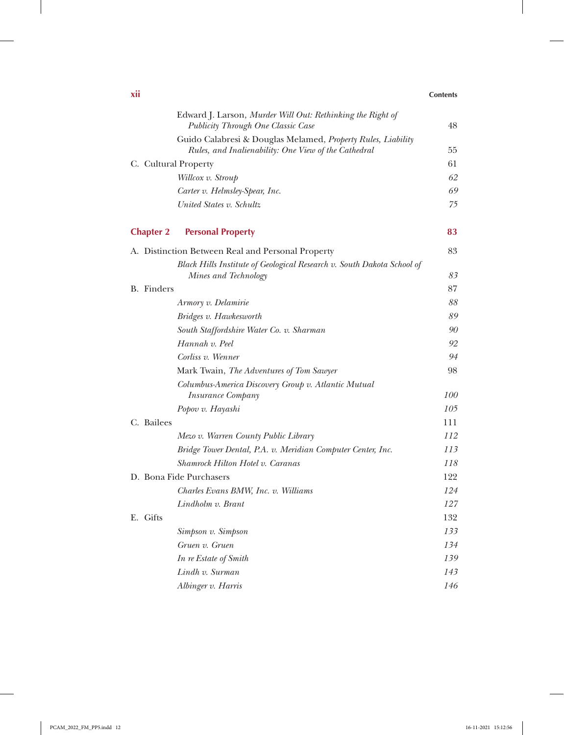Edward J. Larson, *Murder Will Out: Rethinking the Right of Publicity Through One Classic Case* 48

Guido Calabresi & Douglas Melamed, *Property Rules, Liability Rules, and Inalienability: One View of the Cathedral* 55

C. Cultural Property 61

*Willcox v. Stroup* 62

*Carter v. Helmsley-Spear, Inc.* 69

*United States v. Schultz* 75

## Chapter 2 Personal Property 83

A. Distinction Between Real and Personal Property 83

*Black Hills Institute of Geological Research v. South Dakota School of Mines and Technology* 83

B. Finders 87

*Armory v. Delamirie* 88

*Bridges v. Hawkesworth* 89

*South Staffordshire Water Co. v. Sharman* 90

*Hannah v. Peel* 92

*Corliss v. Wenner* 94

Mark Twain, *The Adventures of Tom Sawyer* 98

*Columbus-America Discovery Group v. Atlantic Mutual Insurance Company* 100

*Popov v. Hayashi* 105

C. Bailees 111

*Mezo v. Warren County Public Library* 112

*Bridge Tower Dental, P.A. v. Meridian Computer Center, Inc.* 113

*Shamrock Hilton Hotel v. Caranas* 118

D. Bona Fide Purchasers 122

*Charles Evans BMW, Inc. v. Williams* 124

*Lindholm v. Brant* 127

E. Gifts 132

*Simpson v. Simpson* 133

*Gruen v. Gruen* 134

*In re Estate of Smith* 139

*Lindh v. Surman* 143

*Albinger v. Harris* 146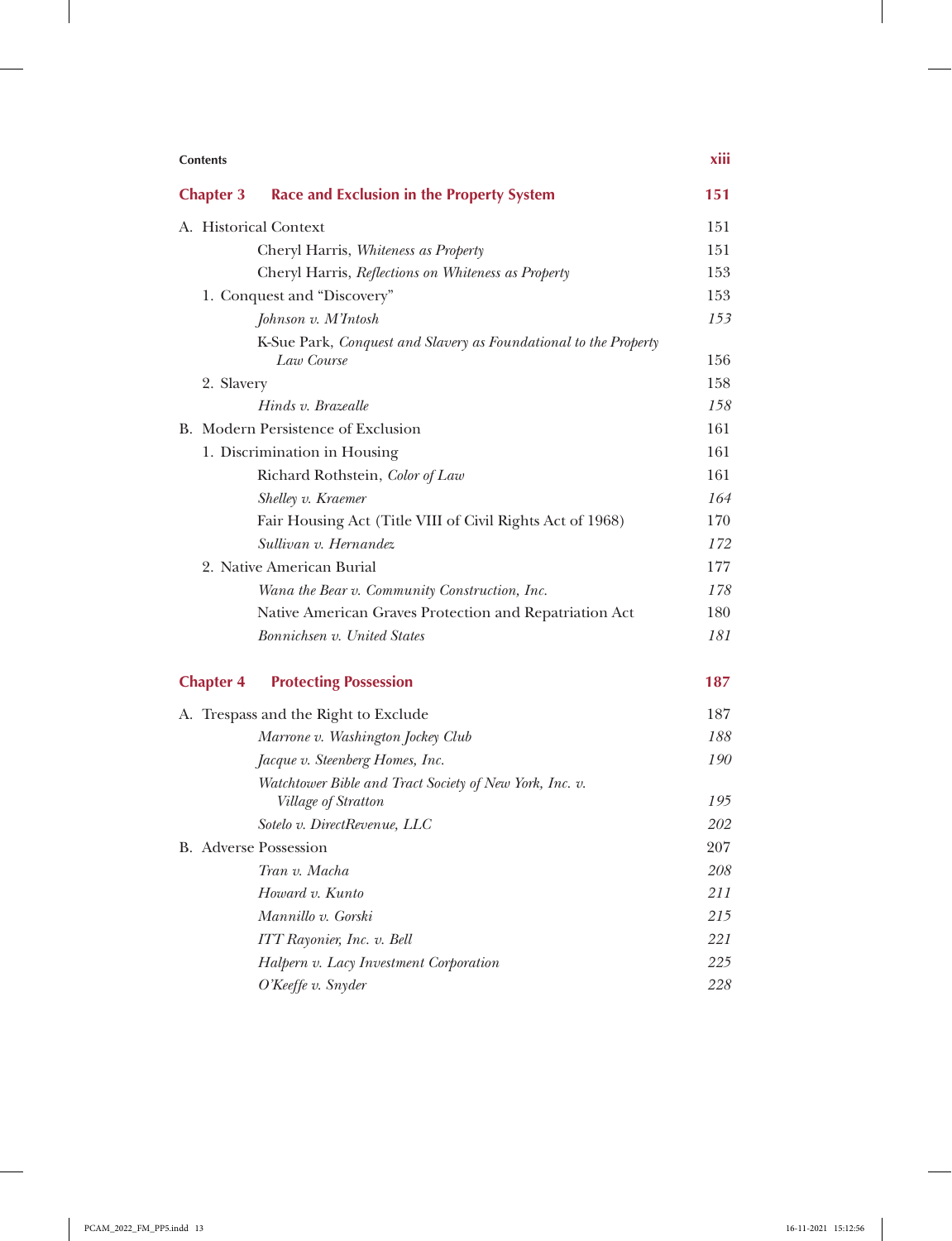## Chapter 3 Race and Exclusion in the Property System 151

A. Historical Context 151

Cheryl Harris, *Whiteness as Property* 151

Cheryl Harris, *Reflections on Whiteness as Property* 153

1. Conquest and "Discovery" 153

*Johnson v. M'Intosh* 153

K-Sue Park, *Conquest and Slavery as Foundational to the Property Law Course* 156

2. Slavery 158

*Hinds v. Brazealle* 158

B. Modern Persistence of Exclusion 161

1. Discrimination in Housing 161

Richard Rothstein, *Color of Law* 161

*Shelley v. Kraemer* 164

Fair Housing Act (Title VIII of Civil Rights Act of 1968) 170

*Sullivan v. Hernandez* 172

2. Native American Burial 177

*Wana the Bear v. Community Construction, Inc.* 178

Native American Graves Protection and Repatriation Act 180

*Bonnichsen v. United States* 181

## Chapter 4 Protecting Possession 187

A. Trespass and the Right to Exclude 187

*Marrone v. Washington Jockey Club* 188

*Jacque v. Steenberg Homes, Inc.* 190

*Watchtower Bible and Tract Society of New York, Inc. v. Village of Stratton* 195

*Sotelo v. DirectRevenue, LLC* 202

B. Adverse Possession 207

*Tran v. Macha* 208

*Howard v. Kunto* 211

*Mannillo v. Gorski* 215

*ITT Rayonier, Inc. v. Bell* 221

*Halpern v. Lacy Investment Corporation* 225

*O'Keeffe v. Snyder* 228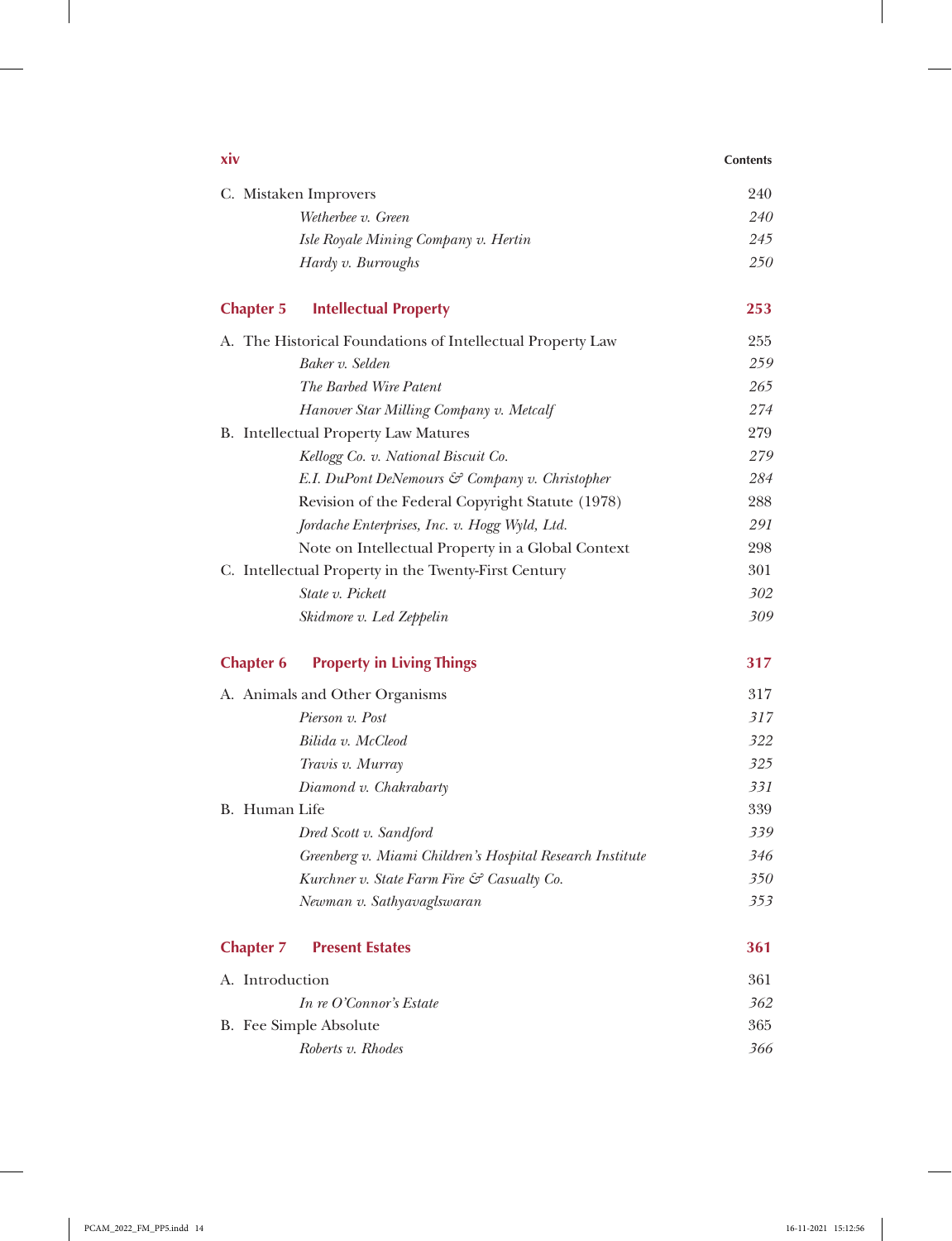C. Mistaken Improvers 240

*Wetherbee v. Green* 240

*Isle Royale Mining Company v. Hertin* 245

*Hardy v. Burroughs* 250

## Chapter 5 Intellectual Property 253

A. The Historical Foundations of Intellectual Property Law 255

*Baker v. Selden* 259

*The Barbed Wire Patent* 265

*Hanover Star Milling Company v. Metcalf* 274

B. Intellectual Property Law Matures 279

*Kellogg Co. v. National Biscuit Co.* 279

*E.I. DuPont DeNemours & Company v. Christopher* 284

Revision of the Federal Copyright Statute (1978) 288

*Jordache Enterprises, Inc. v. Hogg Wyld, Ltd.* 291

Note on Intellectual Property in a Global Context 298

C. Intellectual Property in the Twenty-First Century 301

*State v. Pickett* 302

*Skidmore v. Led Zeppelin* 309

## Chapter 6 Property in Living Things 317

A. Animals and Other Organisms 317

*Pierson v. Post* 317

*Bilida v. McCleod* 322

*Travis v. Murray* 325

*Diamond v. Chakrabarty* 331

B. Human Life 339

*Dred Scott v. Sandford* 339

*Greenberg v. Miami Children's Hospital Research Institute* 346

*Kurchner v. State Farm Fire & Casualty Co.* 350

*Newman v. Sathyavaglswaran* 353

## Chapter 7 Present Estates 361

A. Introduction 361

*In re O'Connor's Estate* 362

B. Fee Simple Absolute 365

*Roberts v. Rhodes* 366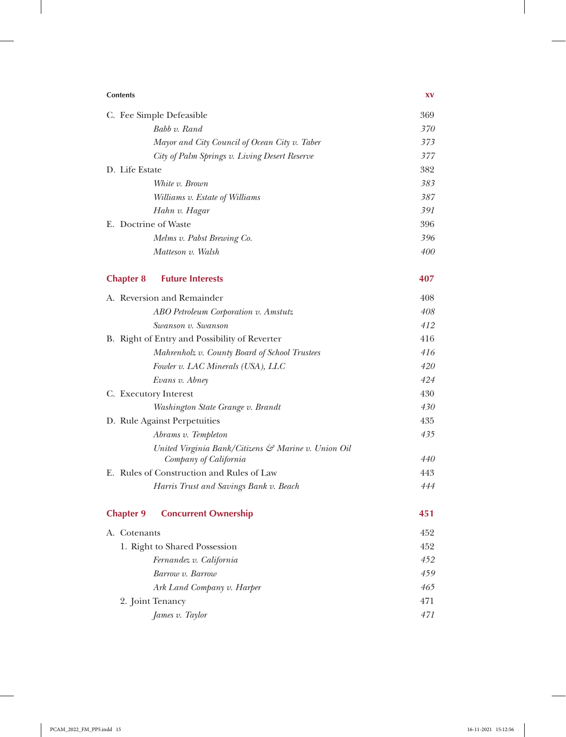C. Fee Simple Defeasible 369

*Babb v. Rand* 370

*Mayor and City Council of Ocean City v. Taber* 373

*City of Palm Springs v. Living Desert Reserve* 377

D. Life Estate 382

*White v. Brown* 383

*Williams v. Estate of Williams* 387

*Hahn v. Hagar* 391

E. Doctrine of Waste 396

*Melms v. Pabst Brewing Co.* 396

*Matteson v. Walsh* 400

## Chapter 8 Future Interests 407

A. Reversion and Remainder 408

*ABO Petroleum Corporation v. Amstutz* 408

*Swanson v. Swanson* 412

B. Right of Entry and Possibility of Reverter 416

*Mahrenholz v. County Board of School Trustees* 416

*Fowler v. LAC Minerals (USA), LLC* 420

*Evans v. Abney* 424

C. Executory Interest 430

*Washington State Grange v. Brandt* 430

D. Rule Against Perpetuities 435

*Abrams v. Templeton* 435

*United Virginia Bank/Citizens & Marine v. Union Oil Company of California* 440

E. Rules of Construction and Rules of Law 443

*Harris Trust and Savings Bank v. Beach* 444

## Chapter 9 Concurrent Ownership 451

A. Cotenants 452

1. Right to Shared Possession 452

*Fernandez v. California* 452

*Barrow v. Barrow* 459

*Ark Land Company v. Harper* 465

2. Joint Tenancy 471

*James v. Taylor* 471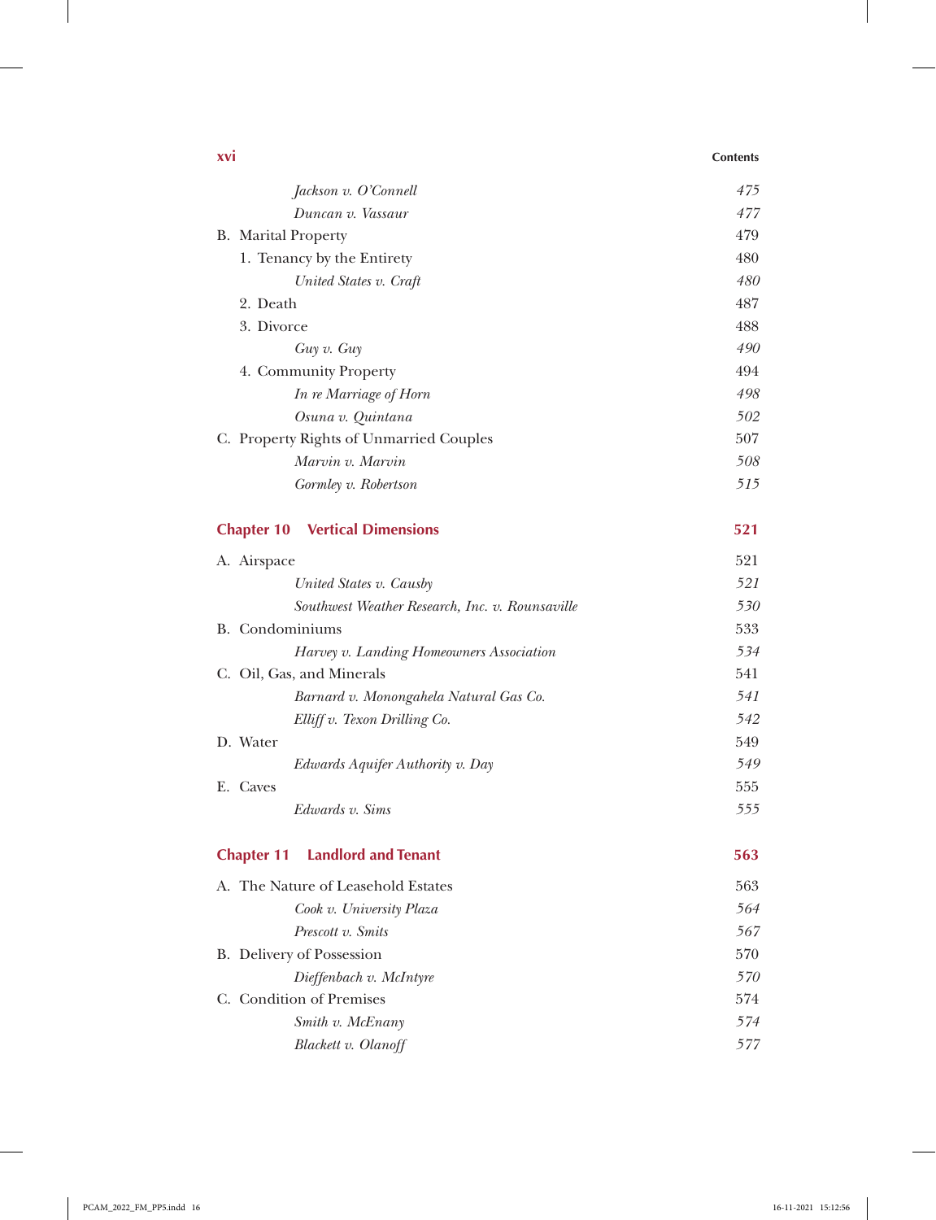*Jackson v. O'Connell* 475
*Duncan v. Vassaur* 477

B. Marital Property 479

1. Tenancy by the Entirety 480
   *United States v. Craft* 480
2. Death 487
3. Divorce 488
   *Guy v. Guy* 490
4. Community Property 494
   *In re Marriage of Horn* 498
   *Osuna v. Quintana* 502

C. Property Rights of Unmarried Couples 507
   *Marvin v. Marvin* 508
   *Gormley v. Robertson* 515

## Chapter 10 Vertical Dimensions 521

A. Airspace 521
   *United States v. Causby* 521
   *Southwest Weather Research, Inc. v. Rounsaville* 530

B. Condominiums 533
   *Harvey v. Landing Homeowners Association* 534

C. Oil, Gas, and Minerals 541
   *Barnard v. Monongahela Natural Gas Co.* 541
   *Elliff v. Texon Drilling Co.* 542

D. Water 549
   *Edwards Aquifer Authority v. Day* 549

E. Caves 555
   *Edwards v. Sims* 555

## Chapter 11 Landlord and Tenant 563

A. The Nature of Leasehold Estates 563
   *Cook v. University Plaza* 564
   *Prescott v. Smits* 567

B. Delivery of Possession 570
   *Dieffenbach v. McIntyre* 570

C. Condition of Premises 574
   *Smith v. McEnany* 574
   *Blackett v. Olanoff* 577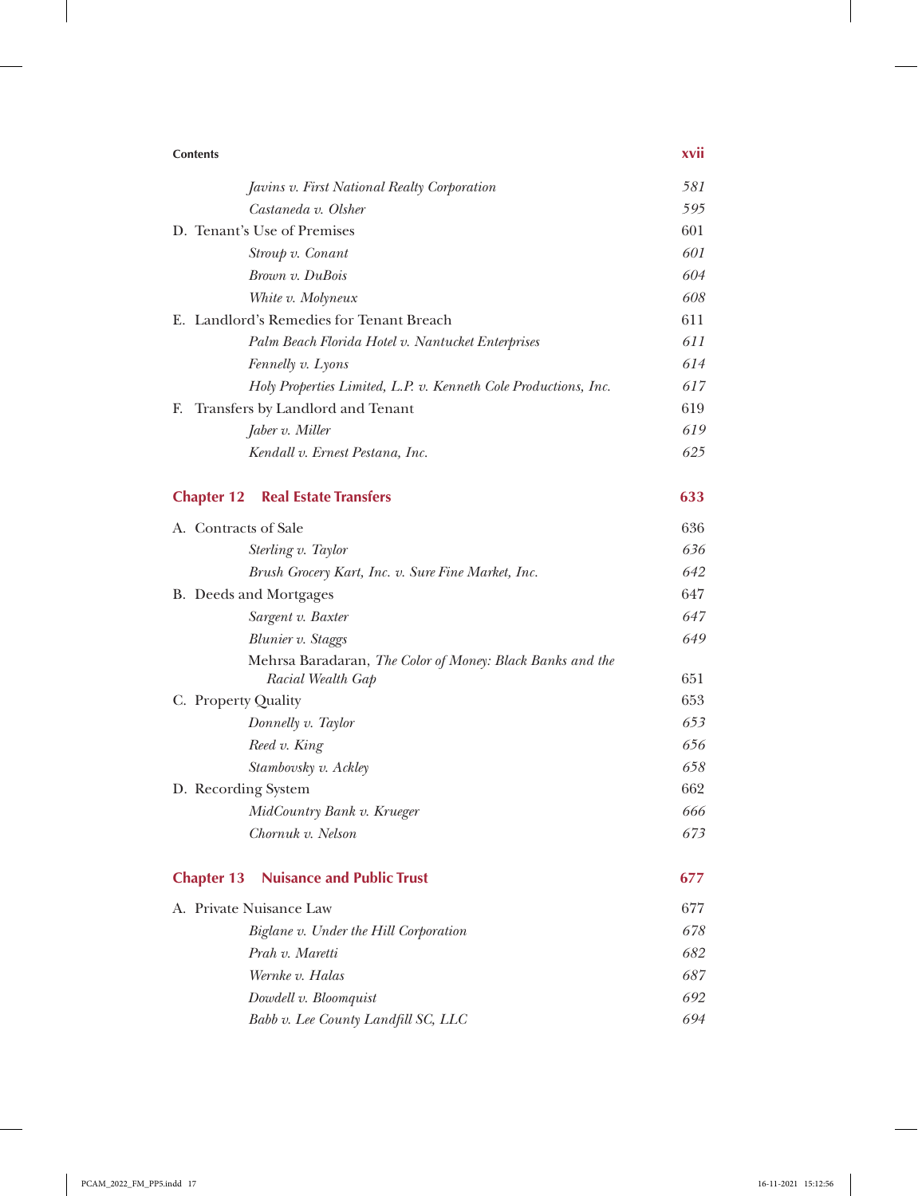| | |
|---|---|
| *Javins v. First National Realty Corporation* | *581* |
| *Castaneda v. Olsher* | *595* |
| D. Tenant's Use of Premises | 601 |
| *Stroup v. Conant* | *601* |
| *Brown v. DuBois* | *604* |
| *White v. Molyneux* | *608* |
| E. Landlord's Remedies for Tenant Breach | 611 |
| *Palm Beach Florida Hotel v. Nantucket Enterprises* | *611* |
| *Fennelly v. Lyons* | *614* |
| *Holy Properties Limited, L.P. v. Kenneth Cole Productions, Inc.* | *617* |
| F. Transfers by Landlord and Tenant | 619 |
| *Jaber v. Miller* | *619* |
| *Kendall v. Ernest Pestana, Inc.* | *625* |

## Chapter 12 Real Estate Transfers 633

| | |
|---|---|
| A. Contracts of Sale | 636 |
| *Sterling v. Taylor* | *636* |
| *Brush Grocery Kart, Inc. v. Sure Fine Market, Inc.* | *642* |
| B. Deeds and Mortgages | 647 |
| *Sargent v. Baxter* | *647* |
| *Blunier v. Staggs* | *649* |
| Mehrsa Baradaran, *The Color of Money: Black Banks and the Racial Wealth Gap* | 651 |
| C. Property Quality | 653 |
| *Donnelly v. Taylor* | *653* |
| *Reed v. King* | *656* |
| *Stambovsky v. Ackley* | *658* |
| D. Recording System | 662 |
| *MidCountry Bank v. Krueger* | *666* |
| *Chornuk v. Nelson* | *673* |

## Chapter 13 Nuisance and Public Trust 677

| | |
|---|---|
| A. Private Nuisance Law | 677 |
| *Biglane v. Under the Hill Corporation* | *678* |
| *Prah v. Maretti* | *682* |
| *Wernke v. Halas* | *687* |
| *Dowdell v. Bloomquist* | *692* |
| *Babb v. Lee County Landfill SC, LLC* | *694* |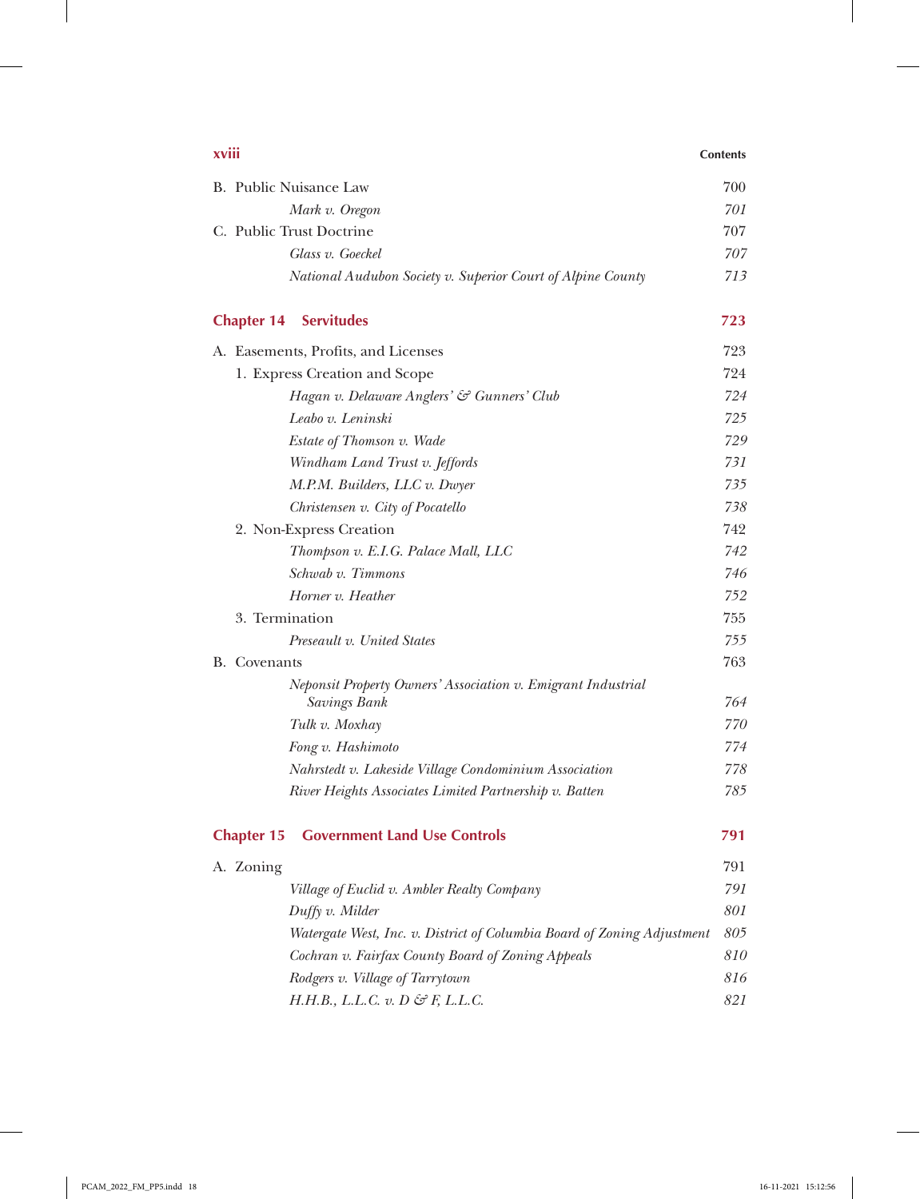| | |
|---|---|
| B. Public Nuisance Law | 700 |
| *Mark v. Oregon* | *701* |
| C. Public Trust Doctrine | 707 |
| *Glass v. Goeckel* | *707* |
| *National Audubon Society v. Superior Court of Alpine County* | *713* |

## Chapter 14 Servitudes — 723

| | |
|---|---|
| A. Easements, Profits, and Licenses | 723 |
| 1. Express Creation and Scope | 724 |
| *Hagan v. Delaware Anglers' & Gunners' Club* | *724* |
| *Leabo v. Leninski* | *725* |
| *Estate of Thomson v. Wade* | *729* |
| *Windham Land Trust v. Jeffords* | *731* |
| *M.P.M. Builders, LLC v. Dwyer* | *735* |
| *Christensen v. City of Pocatello* | *738* |
| 2. Non-Express Creation | 742 |
| *Thompson v. E.I.G. Palace Mall, LLC* | *742* |
| *Schwab v. Timmons* | *746* |
| *Horner v. Heather* | *752* |
| 3. Termination | 755 |
| *Preseault v. United States* | *755* |
| B. Covenants | 763 |
| *Neponsit Property Owners' Association v. Emigrant Industrial Savings Bank* | *764* |
| *Tulk v. Moxhay* | *770* |
| *Fong v. Hashimoto* | *774* |
| *Nahrstedt v. Lakeside Village Condominium Association* | *778* |
| *River Heights Associates Limited Partnership v. Batten* | *785* |

## Chapter 15 Government Land Use Controls — 791

| | |
|---|---|
| A. Zoning | 791 |
| *Village of Euclid v. Ambler Realty Company* | *791* |
| *Duffy v. Milder* | *801* |
| *Watergate West, Inc. v. District of Columbia Board of Zoning Adjustment* | *805* |
| *Cochran v. Fairfax County Board of Zoning Appeals* | *810* |
| *Rodgers v. Village of Tarrytown* | *816* |
| *H.H.B., L.L.C. v. D & F, L.L.C.* | *821* |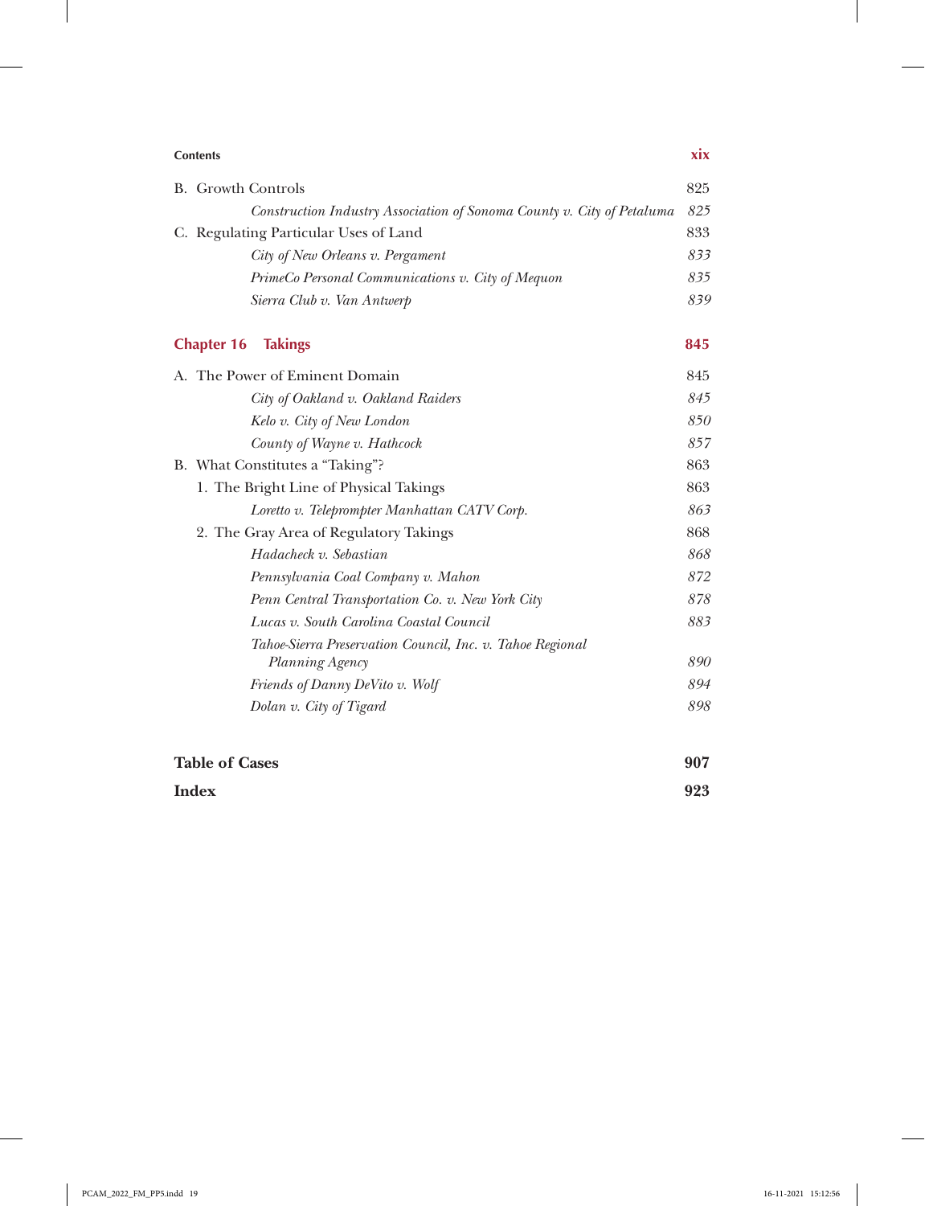B. Growth Controls 825

*Construction Industry Association of Sonoma County v. City of Petaluma* *825*

C. Regulating Particular Uses of Land 833

*City of New Orleans v. Pergament* *833*

*PrimeCo Personal Communications v. City of Mequon* *835*

*Sierra Club v. Van Antwerp* *839*

## Chapter 16 Takings 845

A. The Power of Eminent Domain 845

*City of Oakland v. Oakland Raiders* *845*

*Kelo v. City of New London* *850*

*County of Wayne v. Hathcock* *857*

B. What Constitutes a "Taking"? 863

1. The Bright Line of Physical Takings 863

*Loretto v. Teleprompter Manhattan CATV Corp.* *863*

2. The Gray Area of Regulatory Takings 868

*Hadacheck v. Sebastian* *868*

*Pennsylvania Coal Company v. Mahon* *872*

*Penn Central Transportation Co. v. New York City* *878*

*Lucas v. South Carolina Coastal Council* *883*

*Tahoe-Sierra Preservation Council, Inc. v. Tahoe Regional Planning Agency* *890*

*Friends of Danny DeVito v. Wolf* *894*

*Dolan v. City of Tigard* *898*

**Table of Cases** **907**

**Index** **923**